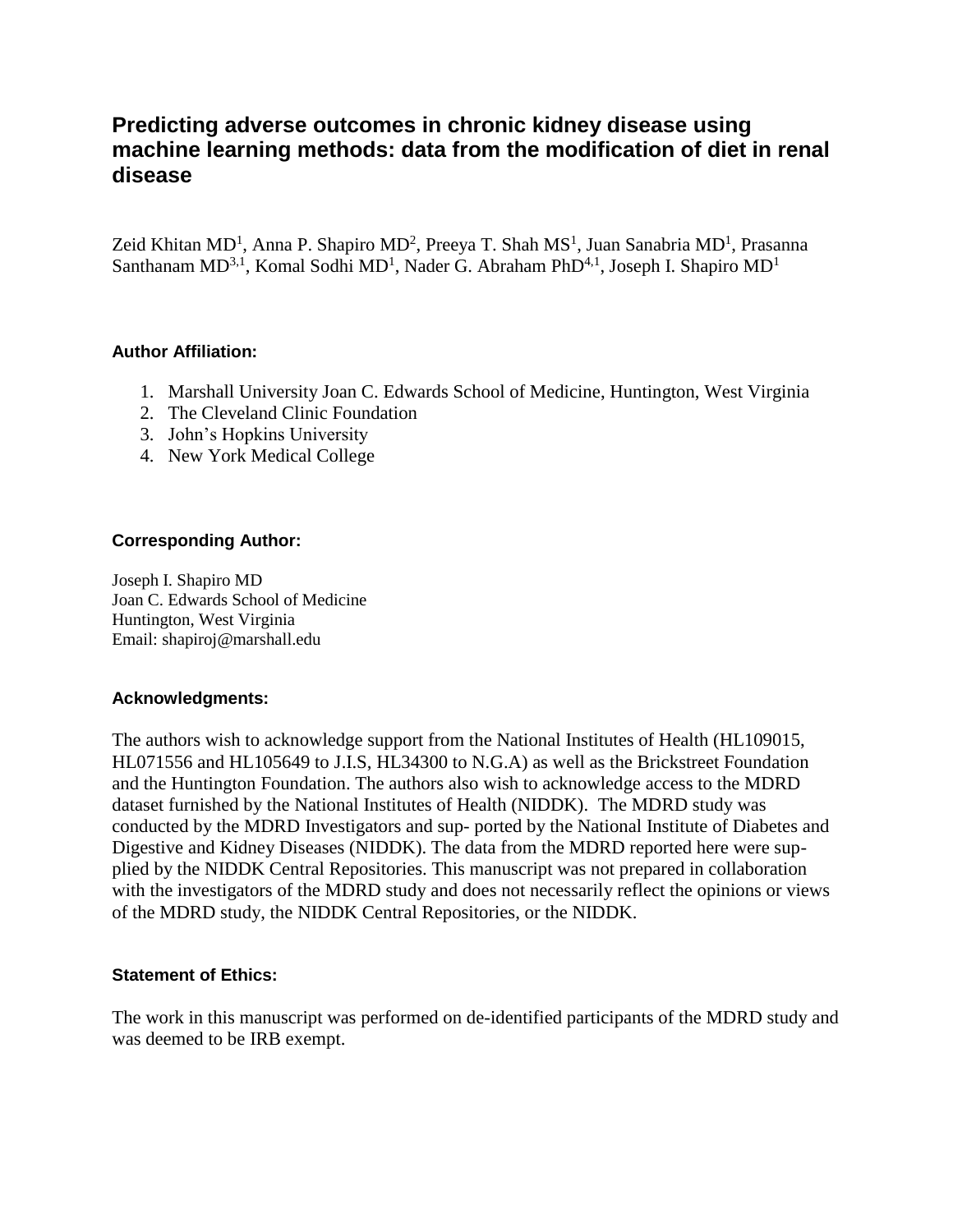# Predicting adverse outcomes in chronic kidney disease using machine learning methods: data from the modification of diet in renal disease

Zeid Khitan MD[1], Anna P. Shapiro MD[2], Preeya T. Shah MS[1], Juan Sanabria MD[1], Prasanna Santhanam MD[3,1], Komal Sodhi MD[1], Nader G. Abraham PhD[4,1], Joseph I. Shapiro MD[1]

### Author Affiliation:

1. Marshall University Joan C. Edwards School of Medicine, Huntington, West Virginia
2. The Cleveland Clinic Foundation
3. John's Hopkins University
4. New York Medical College

### Corresponding Author:

Joseph I. Shapiro MD
Joan C. Edwards School of Medicine
Huntington, West Virginia
Email: shapiroj@marshall.edu

### Acknowledgments:

The authors wish to acknowledge support from the National Institutes of Health (HL109015, HL071556 and HL105649 to J.I.S, HL34300 to N.G.A) as well as the Brickstreet Foundation and the Huntington Foundation. The authors also wish to acknowledge access to the MDRD dataset furnished by the National Institutes of Health (NIDDK). The MDRD study was conducted by the MDRD Investigators and sup- ported by the National Institute of Diabetes and Digestive and Kidney Diseases (NIDDK). The data from the MDRD reported here were sup- plied by the NIDDK Central Repositories. This manuscript was not prepared in collaboration with the investigators of the MDRD study and does not necessarily reflect the opinions or views of the MDRD study, the NIDDK Central Repositories, or the NIDDK.

### Statement of Ethics:

The work in this manuscript was performed on de-identified participants of the MDRD study and was deemed to be IRB exempt.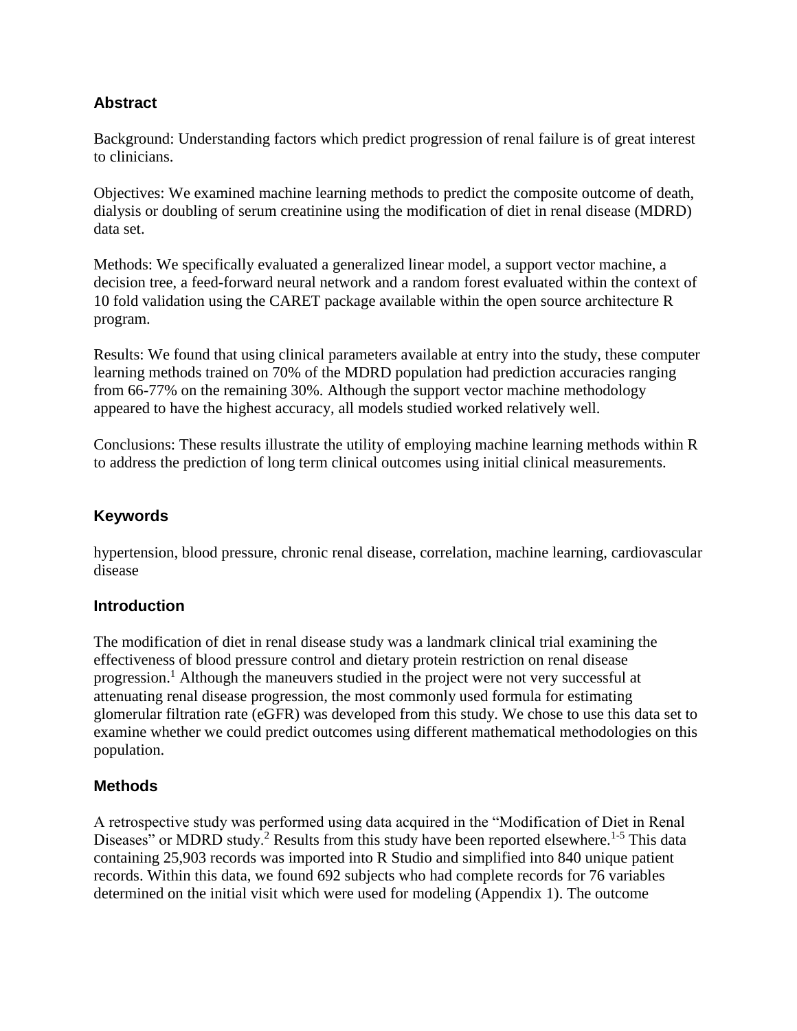## Abstract

Background: Understanding factors which predict progression of renal failure is of great interest to clinicians.

Objectives: We examined machine learning methods to predict the composite outcome of death, dialysis or doubling of serum creatinine using the modification of diet in renal disease (MDRD) data set.

Methods: We specifically evaluated a generalized linear model, a support vector machine, a decision tree, a feed-forward neural network and a random forest evaluated within the context of 10 fold validation using the CARET package available within the open source architecture R program.

Results: We found that using clinical parameters available at entry into the study, these computer learning methods trained on 70% of the MDRD population had prediction accuracies ranging from 66-77% on the remaining 30%. Although the support vector machine methodology appeared to have the highest accuracy, all models studied worked relatively well.

Conclusions: These results illustrate the utility of employing machine learning methods within R to address the prediction of long term clinical outcomes using initial clinical measurements.

## Keywords

hypertension, blood pressure, chronic renal disease, correlation, machine learning, cardiovascular disease

## Introduction

The modification of diet in renal disease study was a landmark clinical trial examining the effectiveness of blood pressure control and dietary protein restriction on renal disease progression.[1] Although the maneuvers studied in the project were not very successful at attenuating renal disease progression, the most commonly used formula for estimating glomerular filtration rate (eGFR) was developed from this study. We chose to use this data set to examine whether we could predict outcomes using different mathematical methodologies on this population.

## Methods

A retrospective study was performed using data acquired in the "Modification of Diet in Renal Diseases" or MDRD study.[2] Results from this study have been reported elsewhere.[1-5] This data containing 25,903 records was imported into R Studio and simplified into 840 unique patient records. Within this data, we found 692 subjects who had complete records for 76 variables determined on the initial visit which were used for modeling (Appendix 1). The outcome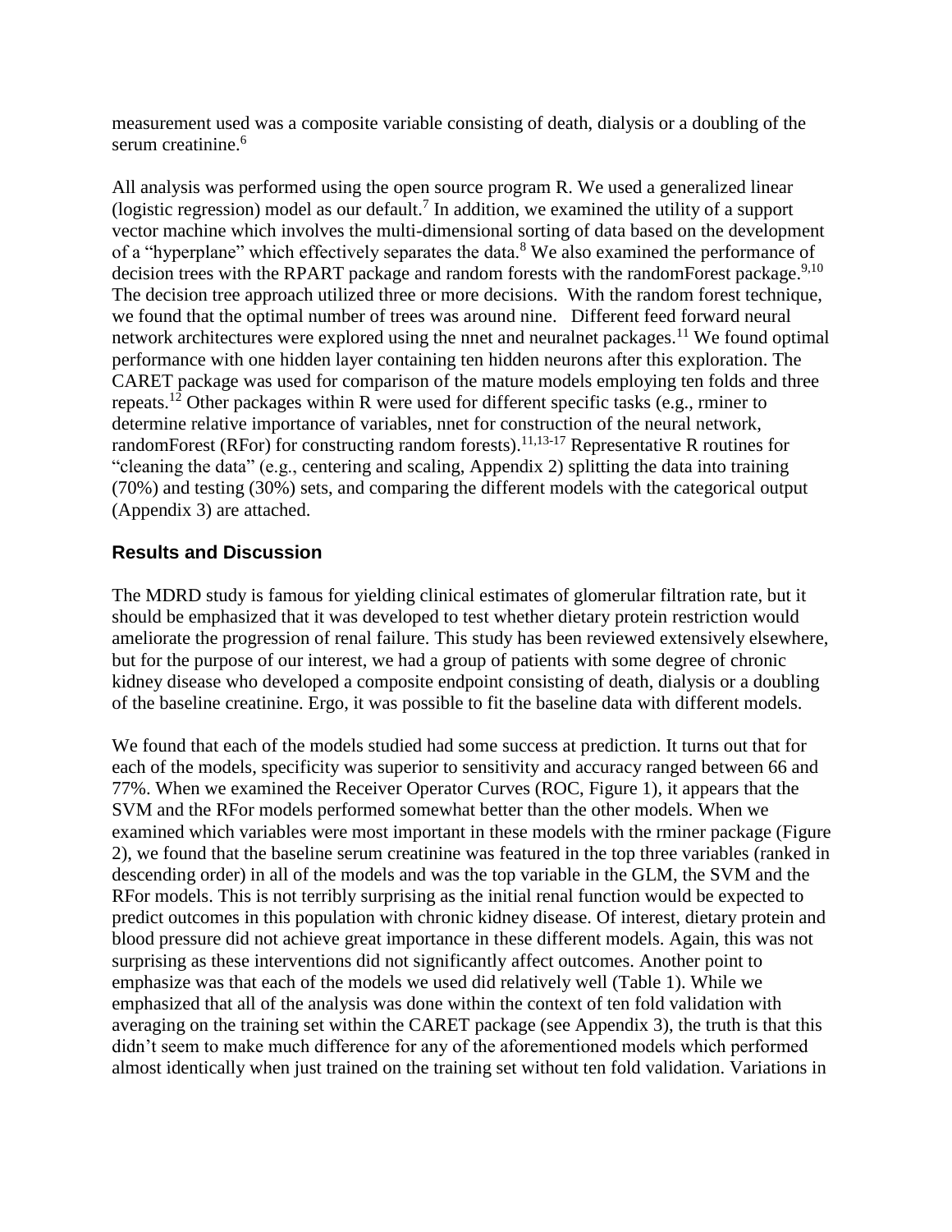measurement used was a composite variable consisting of death, dialysis or a doubling of the serum creatinine.[6]

All analysis was performed using the open source program R. We used a generalized linear (logistic regression) model as our default.[7] In addition, we examined the utility of a support vector machine which involves the multi-dimensional sorting of data based on the development of a "hyperplane" which effectively separates the data.[8] We also examined the performance of decision trees with the RPART package and random forests with the randomForest package.[9,10] The decision tree approach utilized three or more decisions. With the random forest technique, we found that the optimal number of trees was around nine. Different feed forward neural network architectures were explored using the nnet and neuralnet packages.[11] We found optimal performance with one hidden layer containing ten hidden neurons after this exploration. The CARET package was used for comparison of the mature models employing ten folds and three repeats.[12] Other packages within R were used for different specific tasks (e.g., rminer to determine relative importance of variables, nnet for construction of the neural network, randomForest (RFor) for constructing random forests).[11,13-17] Representative R routines for "cleaning the data" (e.g., centering and scaling, Appendix 2) splitting the data into training (70%) and testing (30%) sets, and comparing the different models with the categorical output (Appendix 3) are attached.

## Results and Discussion

The MDRD study is famous for yielding clinical estimates of glomerular filtration rate, but it should be emphasized that it was developed to test whether dietary protein restriction would ameliorate the progression of renal failure. This study has been reviewed extensively elsewhere, but for the purpose of our interest, we had a group of patients with some degree of chronic kidney disease who developed a composite endpoint consisting of death, dialysis or a doubling of the baseline creatinine. Ergo, it was possible to fit the baseline data with different models.

We found that each of the models studied had some success at prediction. It turns out that for each of the models, specificity was superior to sensitivity and accuracy ranged between 66 and 77%. When we examined the Receiver Operator Curves (ROC, Figure 1), it appears that the SVM and the RFor models performed somewhat better than the other models. When we examined which variables were most important in these models with the rminer package (Figure 2), we found that the baseline serum creatinine was featured in the top three variables (ranked in descending order) in all of the models and was the top variable in the GLM, the SVM and the RFor models. This is not terribly surprising as the initial renal function would be expected to predict outcomes in this population with chronic kidney disease. Of interest, dietary protein and blood pressure did not achieve great importance in these different models. Again, this was not surprising as these interventions did not significantly affect outcomes. Another point to emphasize was that each of the models we used did relatively well (Table 1). While we emphasized that all of the analysis was done within the context of ten fold validation with averaging on the training set within the CARET package (see Appendix 3), the truth is that this didn't seem to make much difference for any of the aforementioned models which performed almost identically when just trained on the training set without ten fold validation. Variations in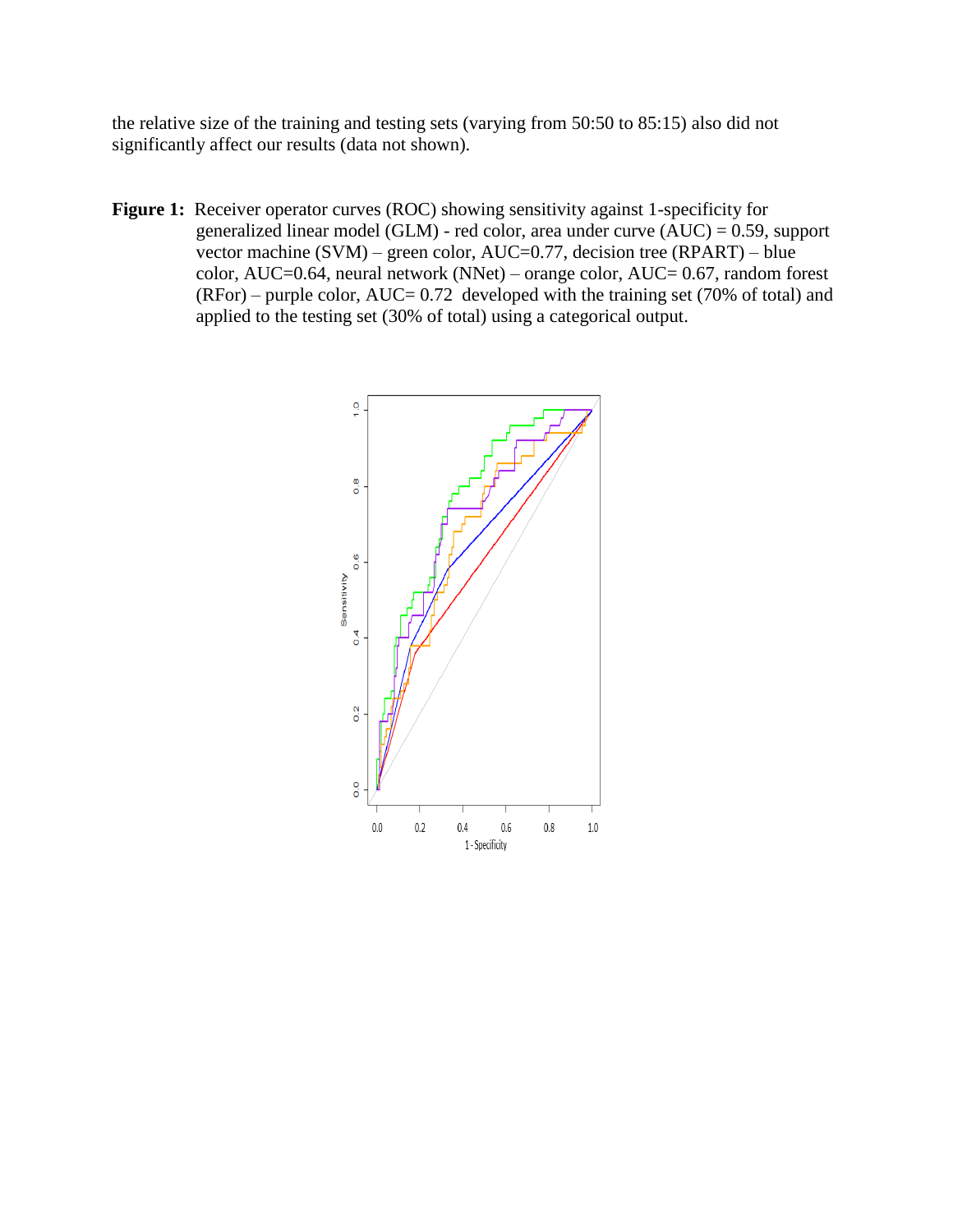the relative size of the training and testing sets (varying from 50:50 to 85:15) also did not significantly affect our results (data not shown).

**Figure 1:** Receiver operator curves (ROC) showing sensitivity against 1-specificity for generalized linear model (GLM) - red color, area under curve (AUC) = 0.59, support vector machine (SVM) – green color, AUC=0.77, decision tree (RPART) – blue color, AUC=0.64, neural network (NNet) – orange color, AUC= 0.67, random forest (RFor) – purple color, AUC= 0.72 developed with the training set (70% of total) and applied to the testing set (30% of total) using a categorical output.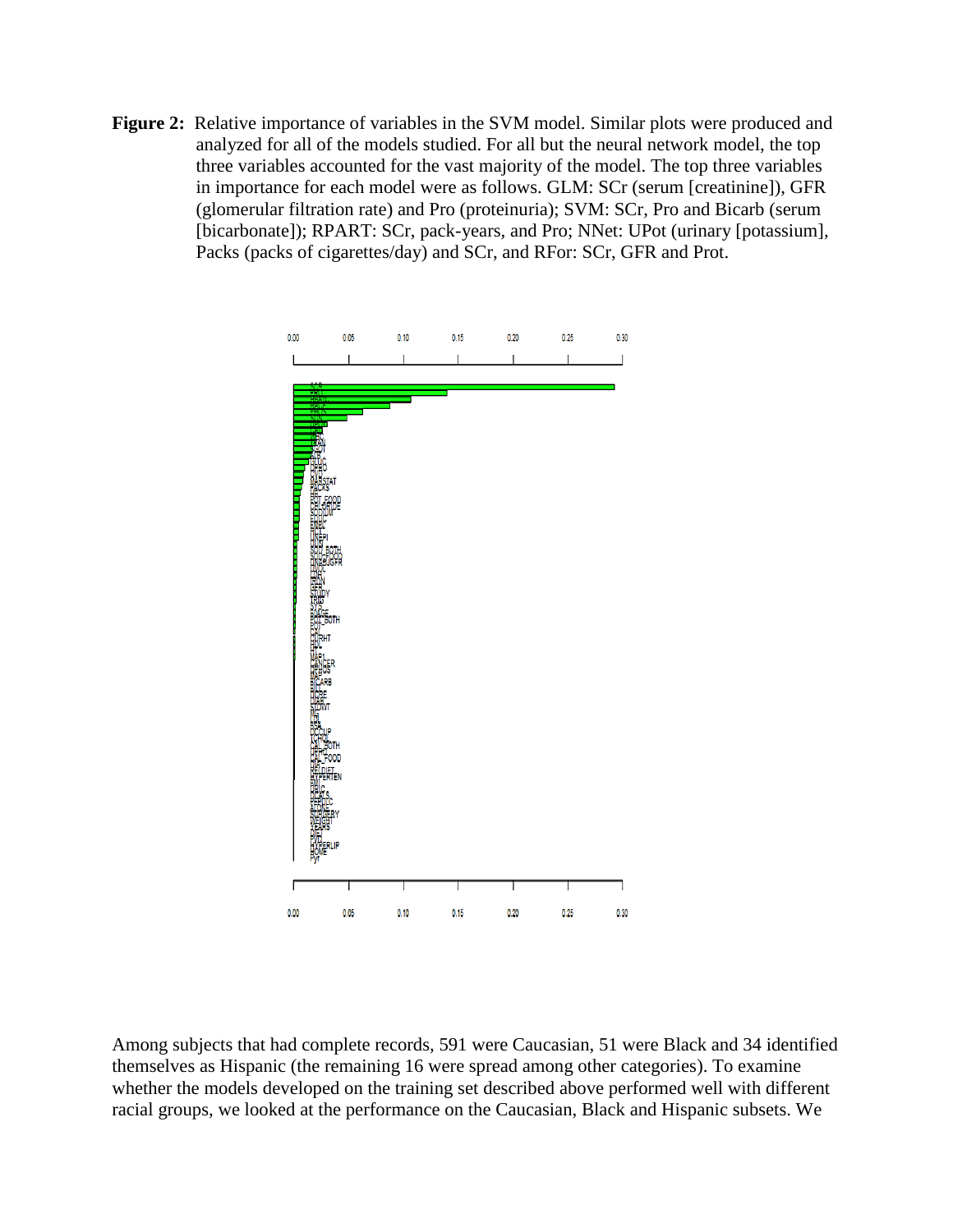**Figure 2:** Relative importance of variables in the SVM model. Similar plots were produced and analyzed for all of the models studied. For all but the neural network model, the top three variables accounted for the vast majority of the model. The top three variables in importance for each model were as follows. GLM: SCr (serum [creatinine]), GFR (glomerular filtration rate) and Pro (proteinuria); SVM: SCr, Pro and Bicarb (serum [bicarbonate]); RPART: SCr, pack-years, and Pro; NNet: UPot (urinary [potassium], Packs (packs of cigarettes/day) and SCr, and RFor: SCr, GFR and Prot.

Among subjects that had complete records, 591 were Caucasian, 51 were Black and 34 identified themselves as Hispanic (the remaining 16 were spread among other categories). To examine whether the models developed on the training set described above performed well with different racial groups, we looked at the performance on the Caucasian, Black and Hispanic subsets. We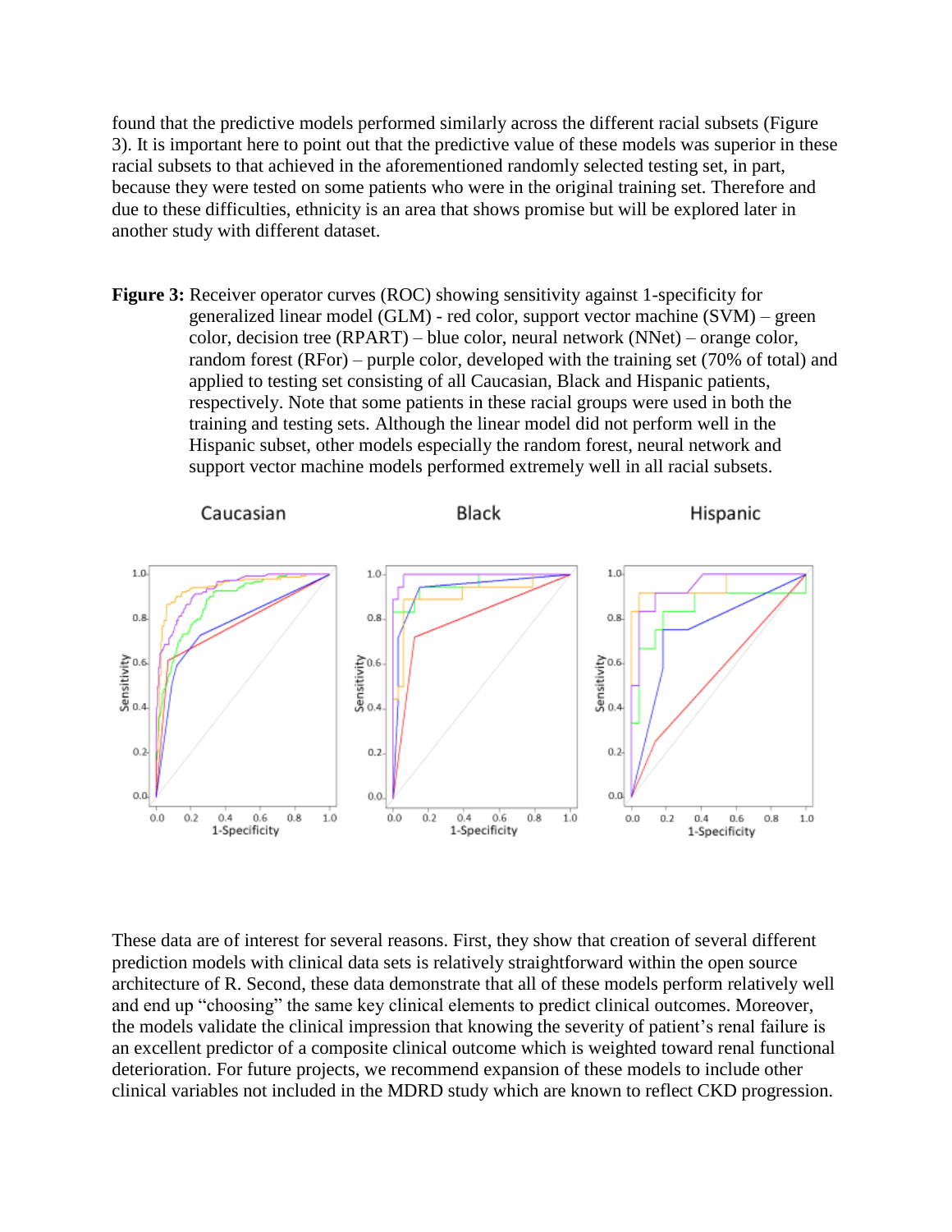found that the predictive models performed similarly across the different racial subsets (Figure 3). It is important here to point out that the predictive value of these models was superior in these racial subsets to that achieved in the aforementioned randomly selected testing set, in part, because they were tested on some patients who were in the original training set. Therefore and due to these difficulties, ethnicity is an area that shows promise but will be explored later in another study with different dataset.

**Figure 3:** Receiver operator curves (ROC) showing sensitivity against 1-specificity for generalized linear model (GLM) - red color, support vector machine (SVM) – green color, decision tree (RPART) – blue color, neural network (NNet) – orange color, random forest (RFor) – purple color, developed with the training set (70% of total) and applied to testing set consisting of all Caucasian, Black and Hispanic patients, respectively. Note that some patients in these racial groups were used in both the training and testing sets. Although the linear model did not perform well in the Hispanic subset, other models especially the random forest, neural network and support vector machine models performed extremely well in all racial subsets.

These data are of interest for several reasons. First, they show that creation of several different prediction models with clinical data sets is relatively straightforward within the open source architecture of R. Second, these data demonstrate that all of these models perform relatively well and end up "choosing" the same key clinical elements to predict clinical outcomes. Moreover, the models validate the clinical impression that knowing the severity of patient's renal failure is an excellent predictor of a composite clinical outcome which is weighted toward renal functional deterioration. For future projects, we recommend expansion of these models to include other clinical variables not included in the MDRD study which are known to reflect CKD progression.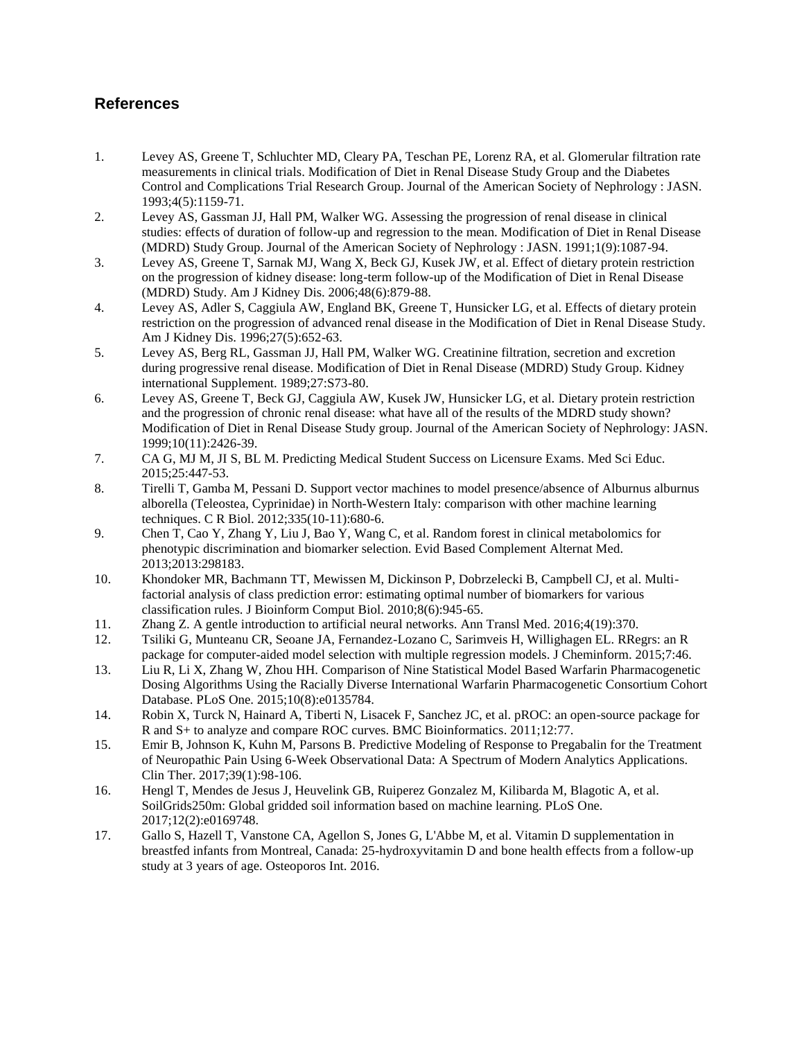## References

1. Levey AS, Greene T, Schluchter MD, Cleary PA, Teschan PE, Lorenz RA, et al. Glomerular filtration rate measurements in clinical trials. Modification of Diet in Renal Disease Study Group and the Diabetes Control and Complications Trial Research Group. Journal of the American Society of Nephrology : JASN. 1993;4(5):1159-71.
2. Levey AS, Gassman JJ, Hall PM, Walker WG. Assessing the progression of renal disease in clinical studies: effects of duration of follow-up and regression to the mean. Modification of Diet in Renal Disease (MDRD) Study Group. Journal of the American Society of Nephrology : JASN. 1991;1(9):1087-94.
3. Levey AS, Greene T, Sarnak MJ, Wang X, Beck GJ, Kusek JW, et al. Effect of dietary protein restriction on the progression of kidney disease: long-term follow-up of the Modification of Diet in Renal Disease (MDRD) Study. Am J Kidney Dis. 2006;48(6):879-88.
4. Levey AS, Adler S, Caggiula AW, England BK, Greene T, Hunsicker LG, et al. Effects of dietary protein restriction on the progression of advanced renal disease in the Modification of Diet in Renal Disease Study. Am J Kidney Dis. 1996;27(5):652-63.
5. Levey AS, Berg RL, Gassman JJ, Hall PM, Walker WG. Creatinine filtration, secretion and excretion during progressive renal disease. Modification of Diet in Renal Disease (MDRD) Study Group. Kidney international Supplement. 1989;27:S73-80.
6. Levey AS, Greene T, Beck GJ, Caggiula AW, Kusek JW, Hunsicker LG, et al. Dietary protein restriction and the progression of chronic renal disease: what have all of the results of the MDRD study shown? Modification of Diet in Renal Disease Study group. Journal of the American Society of Nephrology: JASN. 1999;10(11):2426-39.
7. CA G, MJ M, JI S, BL M. Predicting Medical Student Success on Licensure Exams. Med Sci Educ. 2015;25:447-53.
8. Tirelli T, Gamba M, Pessani D. Support vector machines to model presence/absence of Alburnus alburnus alborella (Teleostea, Cyprinidae) in North-Western Italy: comparison with other machine learning techniques. C R Biol. 2012;335(10-11):680-6.
9. Chen T, Cao Y, Zhang Y, Liu J, Bao Y, Wang C, et al. Random forest in clinical metabolomics for phenotypic discrimination and biomarker selection. Evid Based Complement Alternat Med. 2013;2013:298183.
10. Khondoker MR, Bachmann TT, Mewissen M, Dickinson P, Dobrzelecki B, Campbell CJ, et al. Multi-factorial analysis of class prediction error: estimating optimal number of biomarkers for various classification rules. J Bioinform Comput Biol. 2010;8(6):945-65.
11. Zhang Z. A gentle introduction to artificial neural networks. Ann Transl Med. 2016;4(19):370.
12. Tsiliki G, Munteanu CR, Seoane JA, Fernandez-Lozano C, Sarimveis H, Willighagen EL. RRegrs: an R package for computer-aided model selection with multiple regression models. J Cheminform. 2015;7:46.
13. Liu R, Li X, Zhang W, Zhou HH. Comparison of Nine Statistical Model Based Warfarin Pharmacogenetic Dosing Algorithms Using the Racially Diverse International Warfarin Pharmacogenetic Consortium Cohort Database. PLoS One. 2015;10(8):e0135784.
14. Robin X, Turck N, Hainard A, Tiberti N, Lisacek F, Sanchez JC, et al. pROC: an open-source package for R and S+ to analyze and compare ROC curves. BMC Bioinformatics. 2011;12:77.
15. Emir B, Johnson K, Kuhn M, Parsons B. Predictive Modeling of Response to Pregabalin for the Treatment of Neuropathic Pain Using 6-Week Observational Data: A Spectrum of Modern Analytics Applications. Clin Ther. 2017;39(1):98-106.
16. Hengl T, Mendes de Jesus J, Heuvelink GB, Ruiperez Gonzalez M, Kilibarda M, Blagotic A, et al. SoilGrids250m: Global gridded soil information based on machine learning. PLoS One. 2017;12(2):e0169748.
17. Gallo S, Hazell T, Vanstone CA, Agellon S, Jones G, L'Abbe M, et al. Vitamin D supplementation in breastfed infants from Montreal, Canada: 25-hydroxyvitamin D and bone health effects from a follow-up study at 3 years of age. Osteoporos Int. 2016.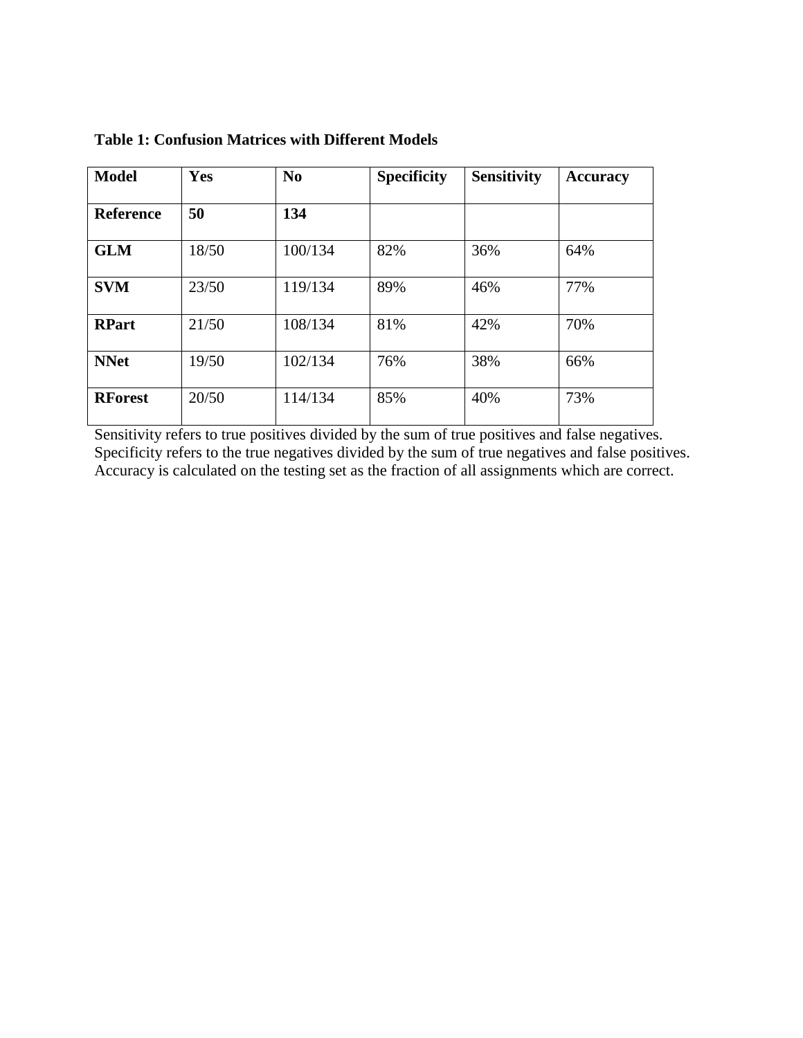**Table 1: Confusion Matrices with Different Models**

| **Model** | **Yes** | **No** | **Specificity** | **Sensitivity** | **Accuracy** |
|---|---|---|---|---|---|
| **Reference** | **50** | **134** | | | |
| **GLM** | 18/50 | 100/134 | 82% | 36% | 64% |
| **SVM** | 23/50 | 119/134 | 89% | 46% | 77% |
| **RPart** | 21/50 | 108/134 | 81% | 42% | 70% |
| **NNet** | 19/50 | 102/134 | 76% | 38% | 66% |
| **RForest** | 20/50 | 114/134 | 85% | 40% | 73% |

Sensitivity refers to true positives divided by the sum of true positives and false negatives.
Specificity refers to the true negatives divided by the sum of true negatives and false positives.
Accuracy is calculated on the testing set as the fraction of all assignments which are correct.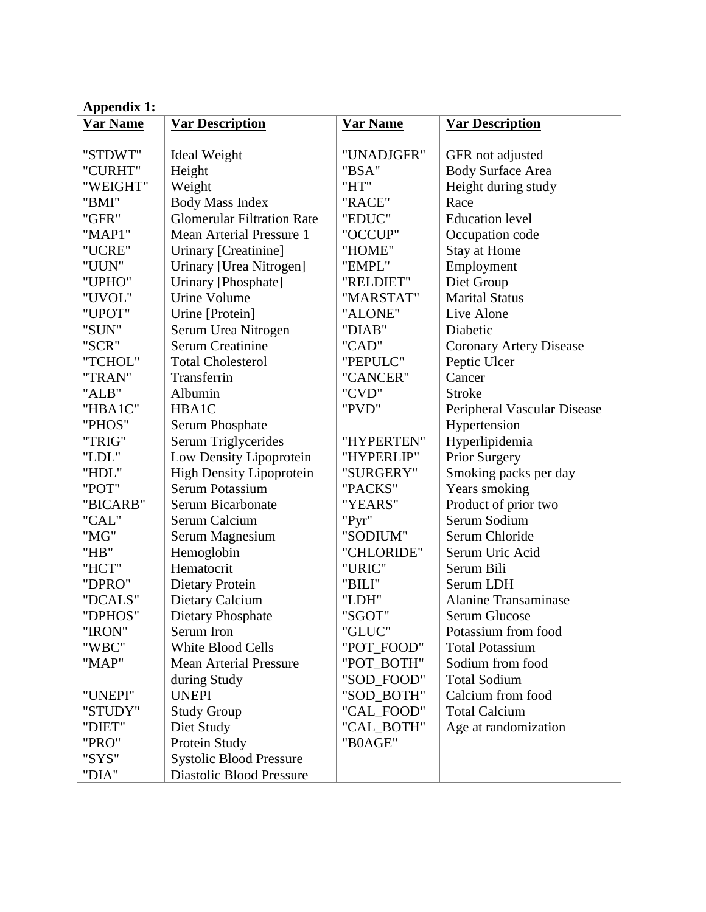**Appendix 1:**

| Var Name | Var Description | Var Name | Var Description |
| --- | --- | --- | --- |
| "STDWT" | Ideal Weight | "UNADJGFR" | GFR not adjusted |
| "CURHT" | Height | "BSA" | Body Surface Area |
| "WEIGHT" | Weight | "HT" | Height during study |
| "BMI" | Body Mass Index | "RACE" | Race |
| "GFR" | Glomerular Filtration Rate | "EDUC" | Education level |
| "MAP1" | Mean Arterial Pressure 1 | "OCCUP" | Occupation code |
| "UCRE" | Urinary [Creatinine] | "HOME" | Stay at Home |
| "UUN" | Urinary [Urea Nitrogen] | "EMPL" | Employment |
| "UPHO" | Urinary [Phosphate] | "RELDIET" | Diet Group |
| "UVOL" | Urine Volume | "MARSTAT" | Marital Status |
| "UPOT" | Urine [Protein] | "ALONE" | Live Alone |
| "SUN" | Serum Urea Nitrogen | "DIAB" | Diabetic |
| "SCR" | Serum Creatinine | "CAD" | Coronary Artery Disease |
| "TCHOL" | Total Cholesterol | "PEPULC" | Peptic Ulcer |
| "TRAN" | Transferrin | "CANCER" | Cancer |
| "ALB" | Albumin | "CVD" | Stroke |
| "HBA1C" | HBA1C | "PVD" | Peripheral Vascular Disease |
| "PHOS" | Serum Phosphate | | Hypertension |
| "TRIG" | Serum Triglycerides | "HYPERTEN" | Hyperlipidemia |
| "LDL" | Low Density Lipoprotein | "HYPERLIP" | Prior Surgery |
| "HDL" | High Density Lipoprotein | "SURGERY" | Smoking packs per day |
| "POT" | Serum Potassium | "PACKS" | Years smoking |
| "BICARB" | Serum Bicarbonate | "YEARS" | Product of prior two |
| "CAL" | Serum Calcium | "Pyr" | Serum Sodium |
| "MG" | Serum Magnesium | "SODIUM" | Serum Chloride |
| "HB" | Hemoglobin | "CHLORIDE" | Serum Uric Acid |
| "HCT" | Hematocrit | "URIC" | Serum Bili |
| "DPRO" | Dietary Protein | "BILI" | Serum LDH |
| "DCALS" | Dietary Calcium | "LDH" | Alanine Transaminase |
| "DPHOS" | Dietary Phosphate | "SGOT" | Serum Glucose |
| "IRON" | Serum Iron | "GLUC" | Potassium from food |
| "WBC" | White Blood Cells | "POT_FOOD" | Total Potassium |
| "MAP" | Mean Arterial Pressure | "POT_BOTH" | Sodium from food |
| | during Study | "SOD_FOOD" | Total Sodium |
| "UNEPI" | UNEPI | "SOD_BOTH" | Calcium from food |
| "STUDY" | Study Group | "CAL_FOOD" | Total Calcium |
| "DIET" | Diet Study | "CAL_BOTH" | Age at randomization |
| "PRO" | Protein Study | "B0AGE" | |
| "SYS" | Systolic Blood Pressure | | |
| "DIA" | Diastolic Blood Pressure | | |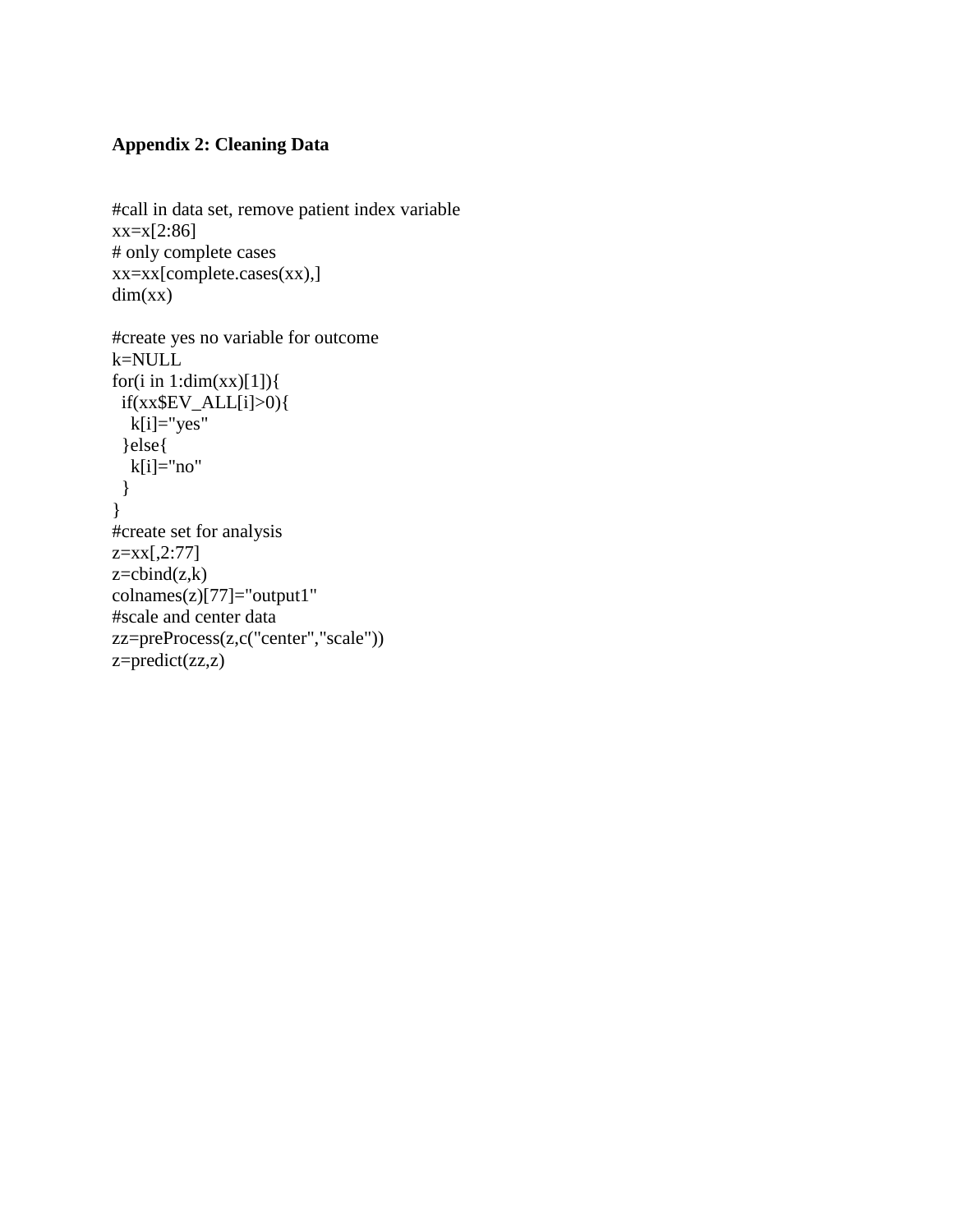**Appendix 2: Cleaning Data**

```
#call in data set, remove patient index variable
xx=x[2:86]
# only complete cases
xx=xx[complete.cases(xx),]
dim(xx)

#create yes no variable for outcome
k=NULL
for(i in 1:dim(xx)[1]){
  if(xx$EV_ALL[i]>0){
    k[i]="yes"
  }else{
    k[i]="no"
  }
}
#create set for analysis
z=xx[,2:77]
z=cbind(z,k)
colnames(z)[77]="output1"
#scale and center data
zz=preProcess(z,c("center","scale"))
z=predict(zz,z)
```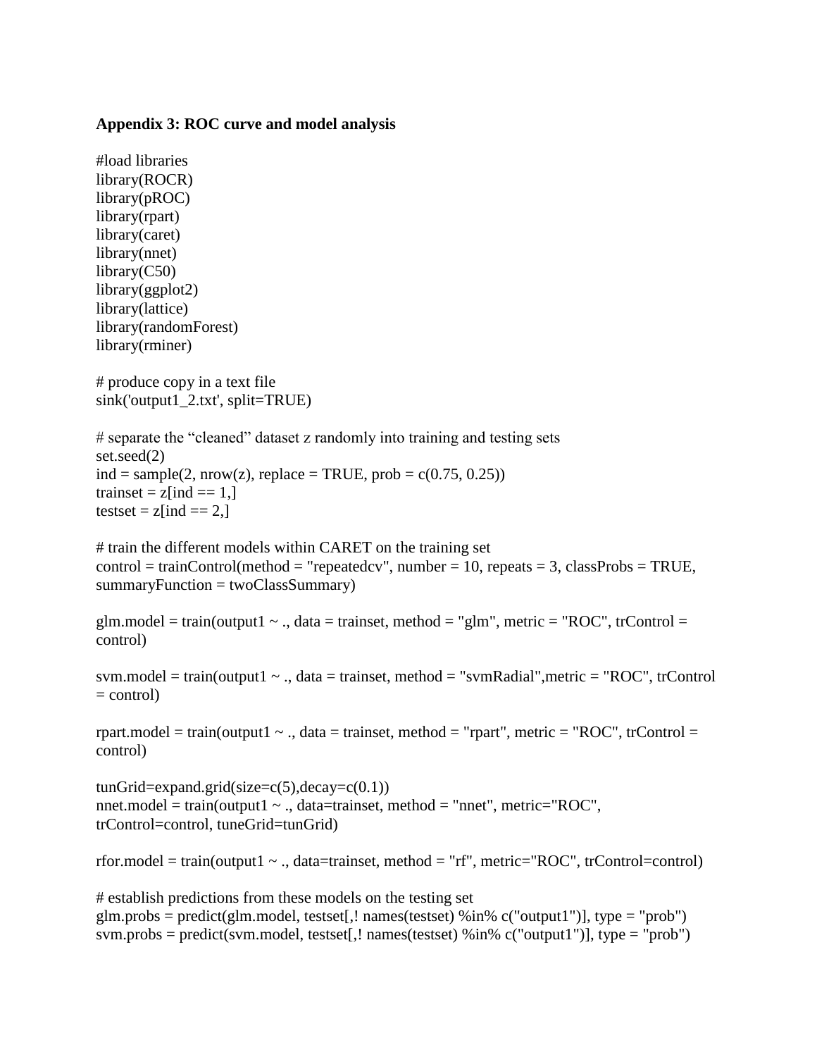**Appendix 3: ROC curve and model analysis**

```
#load libraries
library(ROCR)
library(pROC)
library(rpart)
library(caret)
library(nnet)
library(C50)
library(ggplot2)
library(lattice)
library(randomForest)
library(rminer)

# produce copy in a text file
sink('output1_2.txt', split=TRUE)

# separate the "cleaned" dataset z randomly into training and testing sets
set.seed(2)
ind = sample(2, nrow(z), replace = TRUE, prob = c(0.75, 0.25))
trainset = z[ind == 1,]
testset = z[ind == 2,]

# train the different models within CARET on the training set
control = trainControl(method = "repeatedcv", number = 10, repeats = 3, classProbs = TRUE,
summaryFunction = twoClassSummary)

glm.model = train(output1 ~ ., data = trainset, method = "glm", metric = "ROC", trControl =
control)

svm.model = train(output1 ~ ., data = trainset, method = "svmRadial",metric = "ROC", trControl
= control)

rpart.model = train(output1 ~ ., data = trainset, method = "rpart", metric = "ROC", trControl =
control)

tunGrid=expand.grid(size=c(5),decay=c(0.1))
nnet.model = train(output1 ~ ., data=trainset, method = "nnet", metric="ROC",
trControl=control, tuneGrid=tunGrid)

rfor.model = train(output1 ~ ., data=trainset, method = "rf", metric="ROC", trControl=control)

# establish predictions from these models on the testing set
glm.probs = predict(glm.model, testset[,! names(testset) %in% c("output1")], type = "prob")
svm.probs = predict(svm.model, testset[,! names(testset) %in% c("output1")], type = "prob")
```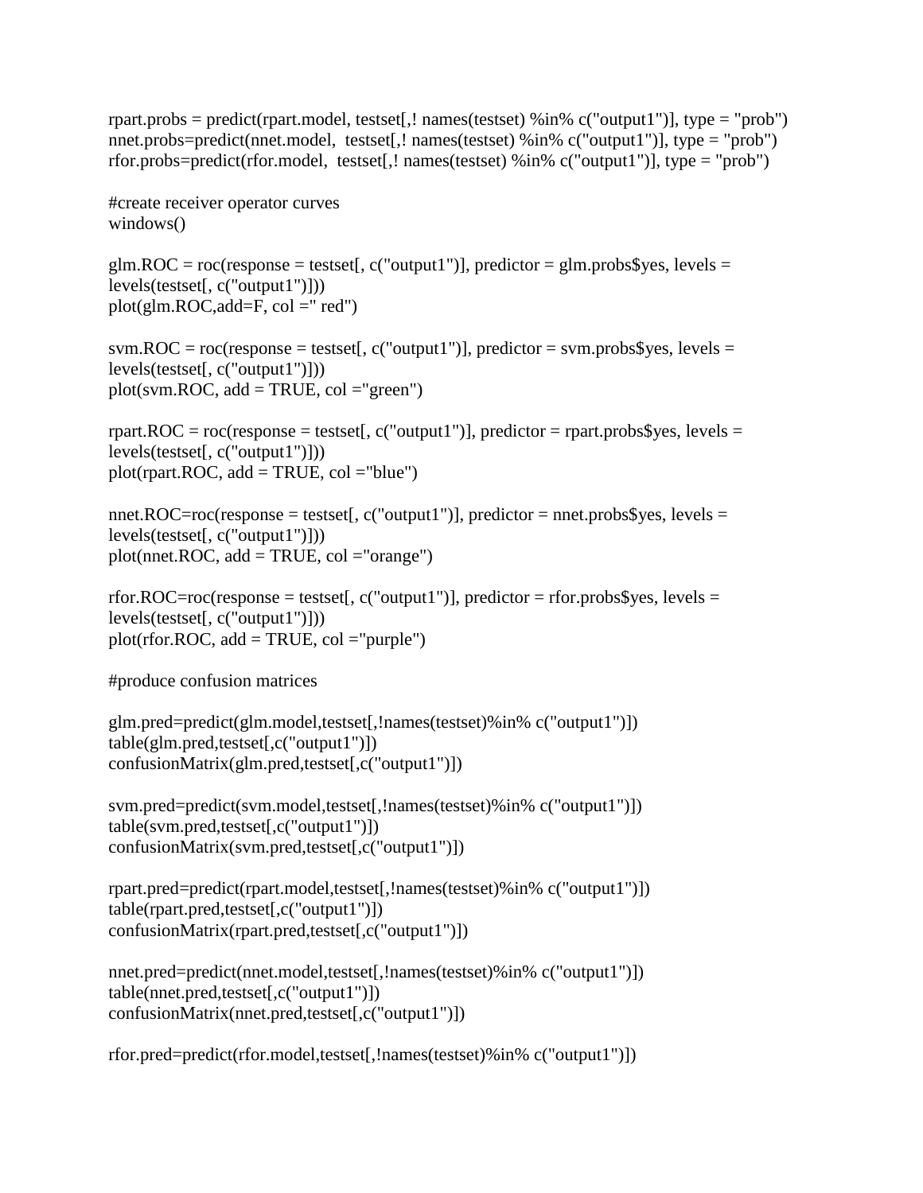```
rpart.probs = predict(rpart.model, testset[,! names(testset) %in% c("output1")], type = "prob")
nnet.probs=predict(nnet.model,  testset[,! names(testset) %in% c("output1")], type = "prob")
rfor.probs=predict(rfor.model,  testset[,! names(testset) %in% c("output1")], type = "prob")

#create receiver operator curves
windows()

glm.ROC = roc(response = testset[, c("output1")], predictor = glm.probs$yes, levels =
levels(testset[, c("output1")]))
plot(glm.ROC,add=F, col =" red")

svm.ROC = roc(response = testset[, c("output1")], predictor = svm.probs$yes, levels =
levels(testset[, c("output1")]))
plot(svm.ROC, add = TRUE, col ="green")

rpart.ROC = roc(response = testset[, c("output1")], predictor = rpart.probs$yes, levels =
levels(testset[, c("output1")]))
plot(rpart.ROC, add = TRUE, col ="blue")

nnet.ROC=roc(response = testset[, c("output1")], predictor = nnet.probs$yes, levels =
levels(testset[, c("output1")]))
plot(nnet.ROC, add = TRUE, col ="orange")

rfor.ROC=roc(response = testset[, c("output1")], predictor = rfor.probs$yes, levels =
levels(testset[, c("output1")]))
plot(rfor.ROC, add = TRUE, col ="purple")

#produce confusion matrices

glm.pred=predict(glm.model,testset[,!names(testset)%in% c("output1")])
table(glm.pred,testset[,c("output1")])
confusionMatrix(glm.pred,testset[,c("output1")])

svm.pred=predict(svm.model,testset[,!names(testset)%in% c("output1")])
table(svm.pred,testset[,c("output1")])
confusionMatrix(svm.pred,testset[,c("output1")])

rpart.pred=predict(rpart.model,testset[,!names(testset)%in% c("output1")])
table(rpart.pred,testset[,c("output1")])
confusionMatrix(rpart.pred,testset[,c("output1")])

nnet.pred=predict(nnet.model,testset[,!names(testset)%in% c("output1")])
table(nnet.pred,testset[,c("output1")])
confusionMatrix(nnet.pred,testset[,c("output1")])

rfor.pred=predict(rfor.model,testset[,!names(testset)%in% c("output1")])
```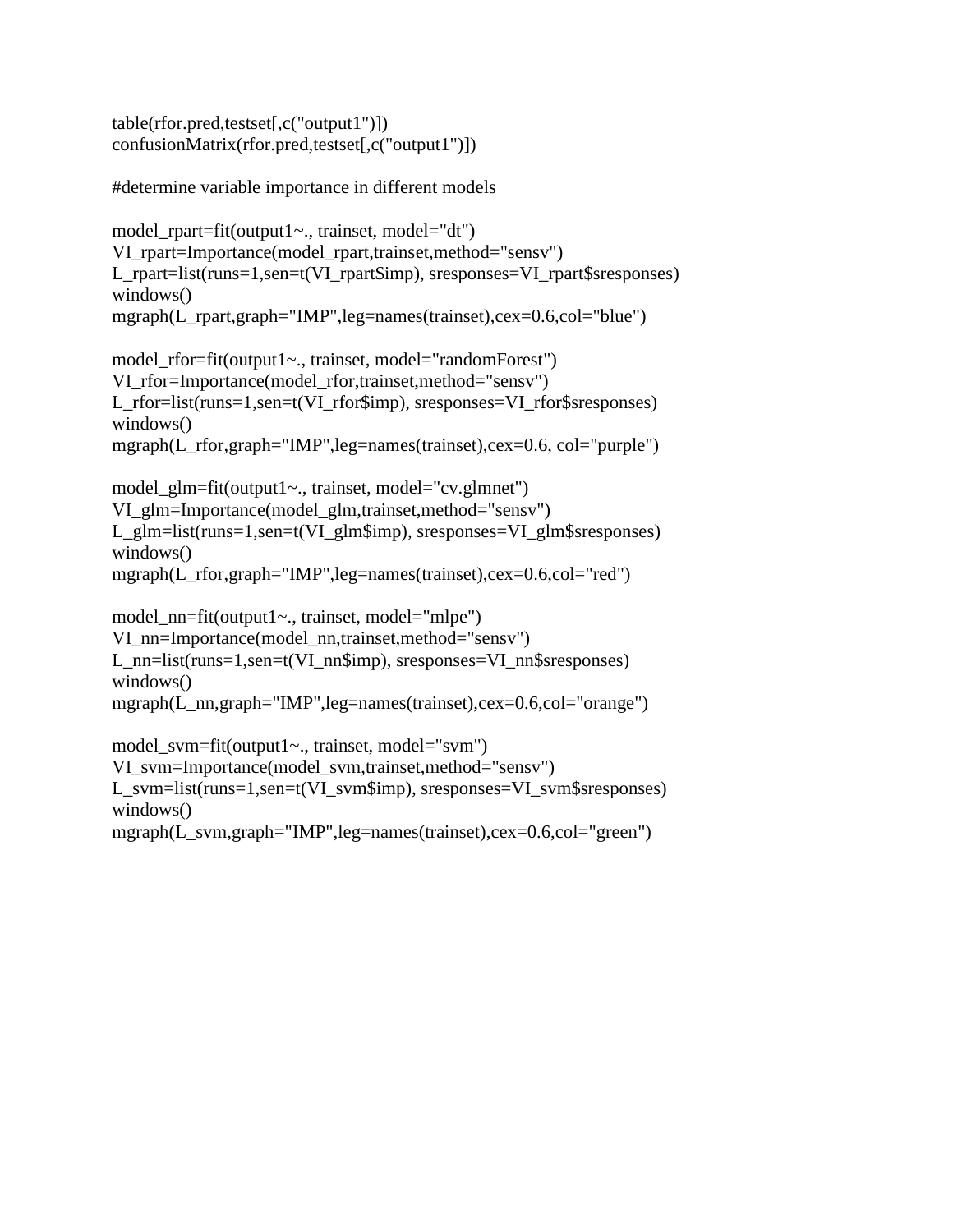```
table(rfor.pred,testset[,c("output1")])
confusionMatrix(rfor.pred,testset[,c("output1")])

#determine variable importance in different models

model_rpart=fit(output1~., trainset, model="dt")
VI_rpart=Importance(model_rpart,trainset,method="sensv")
L_rpart=list(runs=1,sen=t(VI_rpart$imp), sresponses=VI_rpart$sresponses)
windows()
mgraph(L_rpart,graph="IMP",leg=names(trainset),cex=0.6,col="blue")

model_rfor=fit(output1~., trainset, model="randomForest")
VI_rfor=Importance(model_rfor,trainset,method="sensv")
L_rfor=list(runs=1,sen=t(VI_rfor$imp), sresponses=VI_rfor$sresponses)
windows()
mgraph(L_rfor,graph="IMP",leg=names(trainset),cex=0.6, col="purple")

model_glm=fit(output1~., trainset, model="cv.glmnet")
VI_glm=Importance(model_glm,trainset,method="sensv")
L_glm=list(runs=1,sen=t(VI_glm$imp), sresponses=VI_glm$sresponses)
windows()
mgraph(L_rfor,graph="IMP",leg=names(trainset),cex=0.6,col="red")

model_nn=fit(output1~., trainset, model="mlpe")
VI_nn=Importance(model_nn,trainset,method="sensv")
L_nn=list(runs=1,sen=t(VI_nn$imp), sresponses=VI_nn$sresponses)
windows()
mgraph(L_nn,graph="IMP",leg=names(trainset),cex=0.6,col="orange")

model_svm=fit(output1~., trainset, model="svm")
VI_svm=Importance(model_svm,trainset,method="sensv")
L_svm=list(runs=1,sen=t(VI_svm$imp), sresponses=VI_svm$sresponses)
windows()
mgraph(L_svm,graph="IMP",leg=names(trainset),cex=0.6,col="green")
```